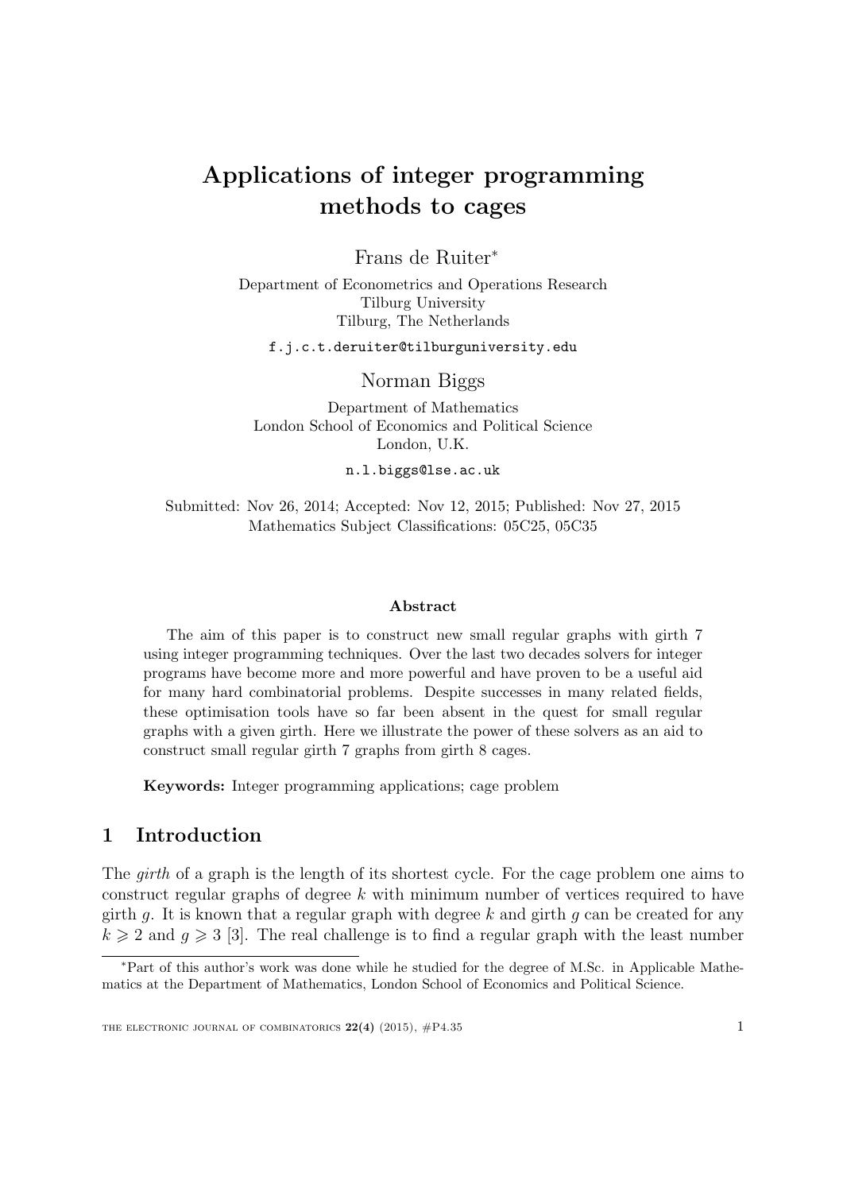# Applications of integer programming methods to cages

Frans de Ruiter*

Department of Econometrics and Operations Research
Tilburg University
Tilburg, The Netherlands

f.j.c.t.deruiter@tilburguniversity.edu

Norman Biggs

Department of Mathematics
London School of Economics and Political Science
London, U.K.

n.l.biggs@lse.ac.uk

Submitted: Nov 26, 2014; Accepted: Nov 12, 2015; Published: Nov 27, 2015
Mathematics Subject Classifications: 05C25, 05C35

### Abstract

The aim of this paper is to construct new small regular graphs with girth 7 using integer programming techniques. Over the last two decades solvers for integer programs have become more and more powerful and have proven to be a useful aid for many hard combinatorial problems. Despite successes in many related fields, these optimisation tools have so far been absent in the quest for small regular graphs with a given girth. Here we illustrate the power of these solvers as an aid to construct small regular girth 7 graphs from girth 8 cages.

**Keywords:** Integer programming applications; cage problem

## 1 Introduction

The *girth* of a graph is the length of its shortest cycle. For the cage problem one aims to construct regular graphs of degree $k$ with minimum number of vertices required to have girth $g$. It is known that a regular graph with degree $k$ and girth $g$ can be created for any $k \geqslant 2$ and $g \geqslant 3$ [3]. The real challenge is to find a regular graph with the least number

---

*Part of this author's work was done while he studied for the degree of M.Sc. in Applicable Mathematics at the Department of Mathematics, London School of Economics and Political Science.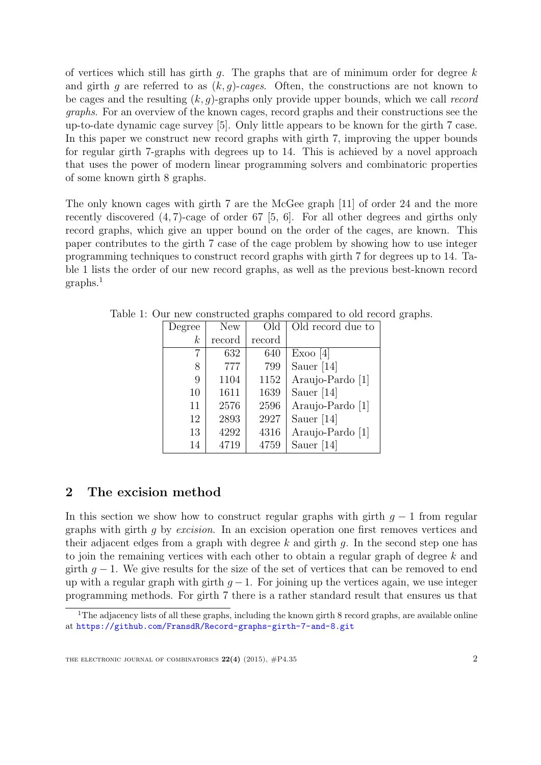of vertices which still has girth $g$. The graphs that are of minimum order for degree $k$ and girth $g$ are referred to as *$(k, g)$-cages*. Often, the constructions are not known to be cages and the resulting $(k, g)$-graphs only provide upper bounds, which we call *record graphs*. For an overview of the known cages, record graphs and their constructions see the up-to-date dynamic cage survey [5]. Only little appears to be known for the girth 7 case. In this paper we construct new record graphs with girth 7, improving the upper bounds for regular girth 7-graphs with degrees up to 14. This is achieved by a novel approach that uses the power of modern linear programming solvers and combinatoric properties of some known girth 8 graphs.

The only known cages with girth 7 are the McGee graph [11] of order 24 and the more recently discovered $(4, 7)$-cage of order 67 [5, 6]. For all other degrees and girths only record graphs, which give an upper bound on the order of the cages, are known. This paper contributes to the girth 7 case of the cage problem by showing how to use integer programming techniques to construct record graphs with girth 7 for degrees up to 14. Table 1 lists the order of our new record graphs, as well as the previous best-known record graphs.[1]

Table 1: Our new constructed graphs compared to old record graphs.

| Degree $k$ | New record | Old record | Old record due to |
|---:|---:|---:|---|
| 7 | 632 | 640 | Exoo [4] |
| 8 | 777 | 799 | Sauer [14] |
| 9 | 1104 | 1152 | Araujo-Pardo [1] |
| 10 | 1611 | 1639 | Sauer [14] |
| 11 | 2576 | 2596 | Araujo-Pardo [1] |
| 12 | 2893 | 2927 | Sauer [14] |
| 13 | 4292 | 4316 | Araujo-Pardo [1] |
| 14 | 4719 | 4759 | Sauer [14] |

## 2 The excision method

In this section we show how to construct regular graphs with girth $g - 1$ from regular graphs with girth $g$ by *excision*. In an excision operation one first removes vertices and their adjacent edges from a graph with degree $k$ and girth $g$. In the second step one has to join the remaining vertices with each other to obtain a regular graph of degree $k$ and girth $g - 1$. We give results for the size of the set of vertices that can be removed to end up with a regular graph with girth $g - 1$. For joining up the vertices again, we use integer programming methods. For girth 7 there is a rather standard result that ensures us that

[1] The adjacency lists of all these graphs, including the known girth 8 record graphs, are available online at https://github.com/FransdR/Record-graphs-girth-7-and-8.git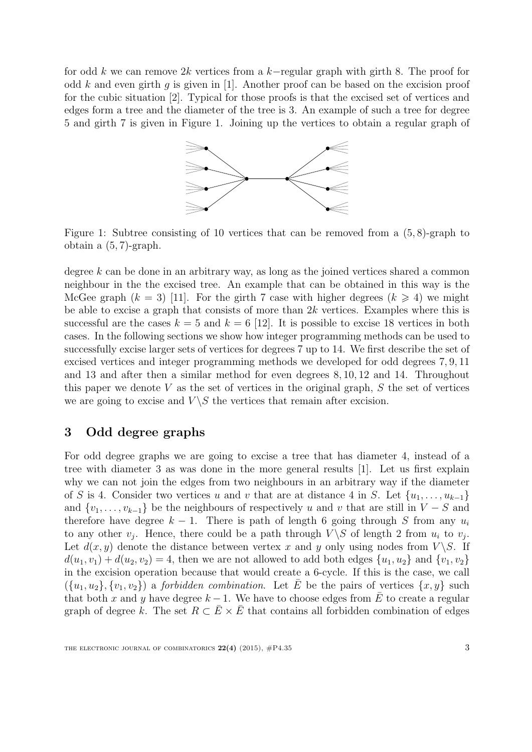for odd $k$ we can remove $2k$ vertices from a $k-$regular graph with girth 8. The proof for odd $k$ and even girth $g$ is given in [1]. Another proof can be based on the excision proof for the cubic situation [2]. Typical for those proofs is that the excised set of vertices and edges form a tree and the diameter of the tree is 3. An example of such a tree for degree 5 and girth 7 is given in Figure 1. Joining up the vertices to obtain a regular graph of

Figure 1: Subtree consisting of 10 vertices that can be removed from a $(5, 8)$-graph to obtain a $(5, 7)$-graph.

degree $k$ can be done in an arbitrary way, as long as the joined vertices shared a common neighbour in the the excised tree. An example that can be obtained in this way is the McGee graph ($k = 3$) [11]. For the girth 7 case with higher degrees ($k \geqslant 4$) we might be able to excise a graph that consists of more than $2k$ vertices. Examples where this is successful are the cases $k = 5$ and $k = 6$ [12]. It is possible to excise 18 vertices in both cases. In the following sections we show how integer programming methods can be used to successfully excise larger sets of vertices for degrees 7 up to 14. We first describe the set of excised vertices and integer programming methods we developed for odd degrees $7, 9, 11$ and 13 and after then a similar method for even degrees $8, 10, 12$ and 14. Throughout this paper we denote $V$ as the set of vertices in the original graph, $S$ the set of vertices we are going to excise and $V \backslash S$ the vertices that remain after excision.

## 3 Odd degree graphs

For odd degree graphs we are going to excise a tree that has diameter 4, instead of a tree with diameter 3 as was done in the more general results [1]. Let us first explain why we can not join the edges from two neighbours in an arbitrary way if the diameter of $S$ is 4. Consider two vertices $u$ and $v$ that are at distance 4 in $S$. Let $\{u_1, \ldots, u_{k-1}\}$ and $\{v_1, \ldots, v_{k-1}\}$ be the neighbours of respectively $u$ and $v$ that are still in $V - S$ and therefore have degree $k - 1$. There is path of length 6 going through $S$ from any $u_i$ to any other $v_j$. Hence, there could be a path through $V \backslash S$ of length 2 from $u_i$ to $v_j$. Let $d(x, y)$ denote the distance between vertex $x$ and $y$ only using nodes from $V \backslash S$. If $d(u_1, v_1) + d(u_2, v_2) = 4$, then we are not allowed to add both edges $\{u_1, u_2\}$ and $\{v_1, v_2\}$ in the excision operation because that would create a 6-cycle. If this is the case, we call $(\{u_1, u_2\}, \{v_1, v_2\})$ a *forbidden combination.* Let $\bar{E}$ be the pairs of vertices $\{x, y\}$ such that both $x$ and $y$ have degree $k - 1$. We have to choose edges from $\bar{E}$ to create a regular graph of degree $k$. The set $R \subset \bar{E} \times \bar{E}$ that contains all forbidden combination of edges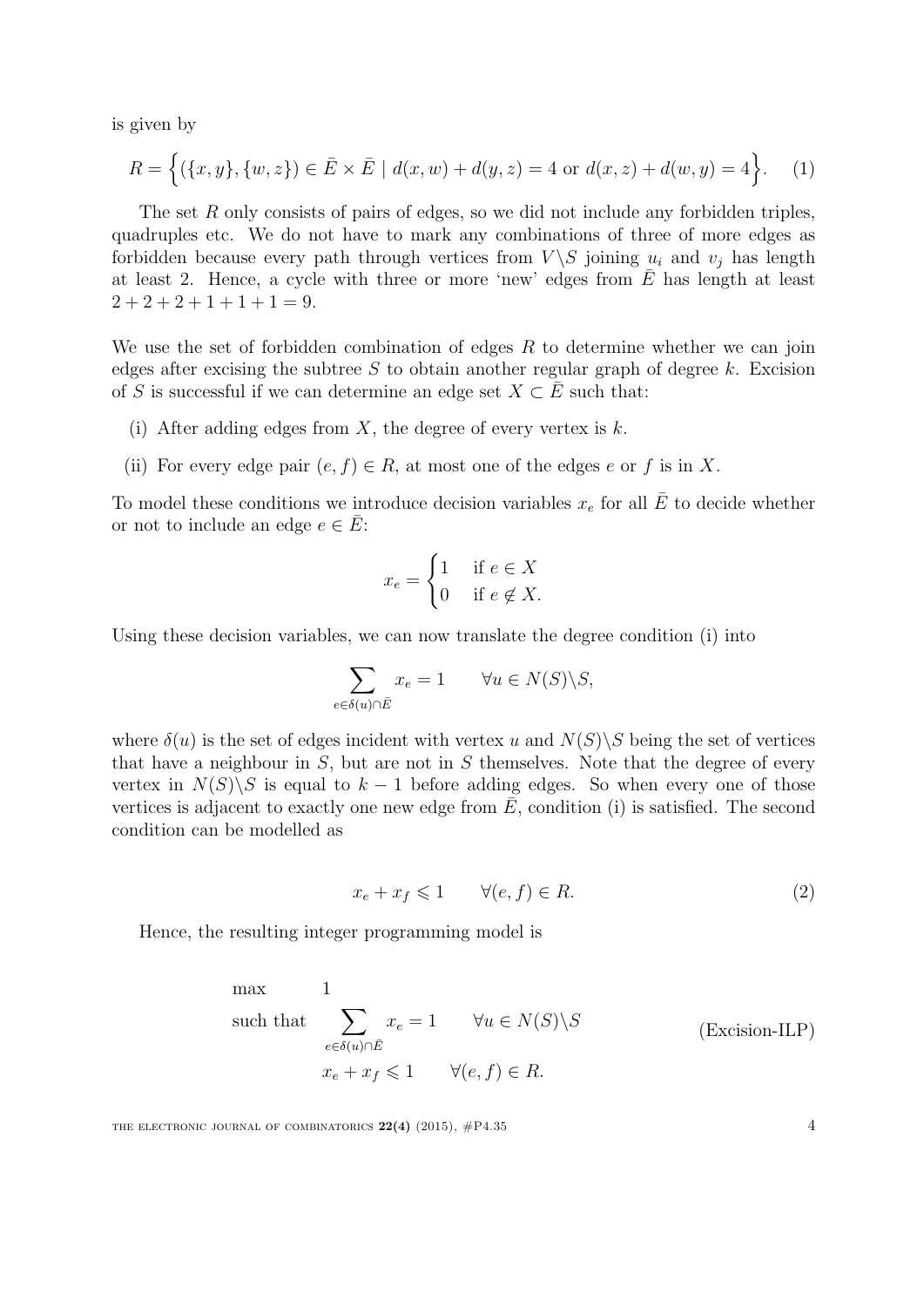is given by

$$R = \Big\{(\{x,y\},\{w,z\}) \in \bar{E} \times \bar{E} \mid d(x,w) + d(y,z) = 4 \text{ or } d(x,z) + d(w,y) = 4\Big\}. \tag{1}$$

The set $R$ only consists of pairs of edges, so we did not include any forbidden triples, quadruples etc. We do not have to mark any combinations of three of more edges as forbidden because every path through vertices from $V \backslash S$ joining $u_i$ and $v_j$ has length at least 2. Hence, a cycle with three or more 'new' edges from $\bar{E}$ has length at least $2+2+2+1+1+1 = 9$.

We use the set of forbidden combination of edges $R$ to determine whether we can join edges after excising the subtree $S$ to obtain another regular graph of degree $k$. Excision of $S$ is successful if we can determine an edge set $X \subset \bar{E}$ such that:

(i) After adding edges from $X$, the degree of every vertex is $k$.

(ii) For every edge pair $(e,f) \in R$, at most one of the edges $e$ or $f$ is in $X$.

To model these conditions we introduce decision variables $x_e$ for all $\bar{E}$ to decide whether or not to include an edge $e \in \bar{E}$:

$$x_e = \begin{cases} 1 & \text{if } e \in X \\ 0 & \text{if } e \notin X. \end{cases}$$

Using these decision variables, we can now translate the degree condition (i) into

$$\sum_{e \in \delta(u) \cap \bar{E}} x_e = 1 \qquad \forall u \in N(S) \backslash S,$$

where $\delta(u)$ is the set of edges incident with vertex $u$ and $N(S)\backslash S$ being the set of vertices that have a neighbour in $S$, but are not in $S$ themselves. Note that the degree of every vertex in $N(S)\backslash S$ is equal to $k-1$ before adding edges. So when every one of those vertices is adjacent to exactly one new edge from $\bar{E}$, condition (i) is satisfied. The second condition can be modelled as

$$x_e + x_f \leqslant 1 \qquad \forall (e,f) \in R. \tag{2}$$

Hence, the resulting integer programming model is

$$\begin{aligned} \max \quad & 1 \\ \text{such that} \quad & \sum_{e \in \delta(u) \cap \bar{E}} x_e = 1 \qquad \forall u \in N(S) \backslash S \\ & x_e + x_f \leqslant 1 \qquad \forall (e,f) \in R. \end{aligned} \tag{Excision-ILP}$$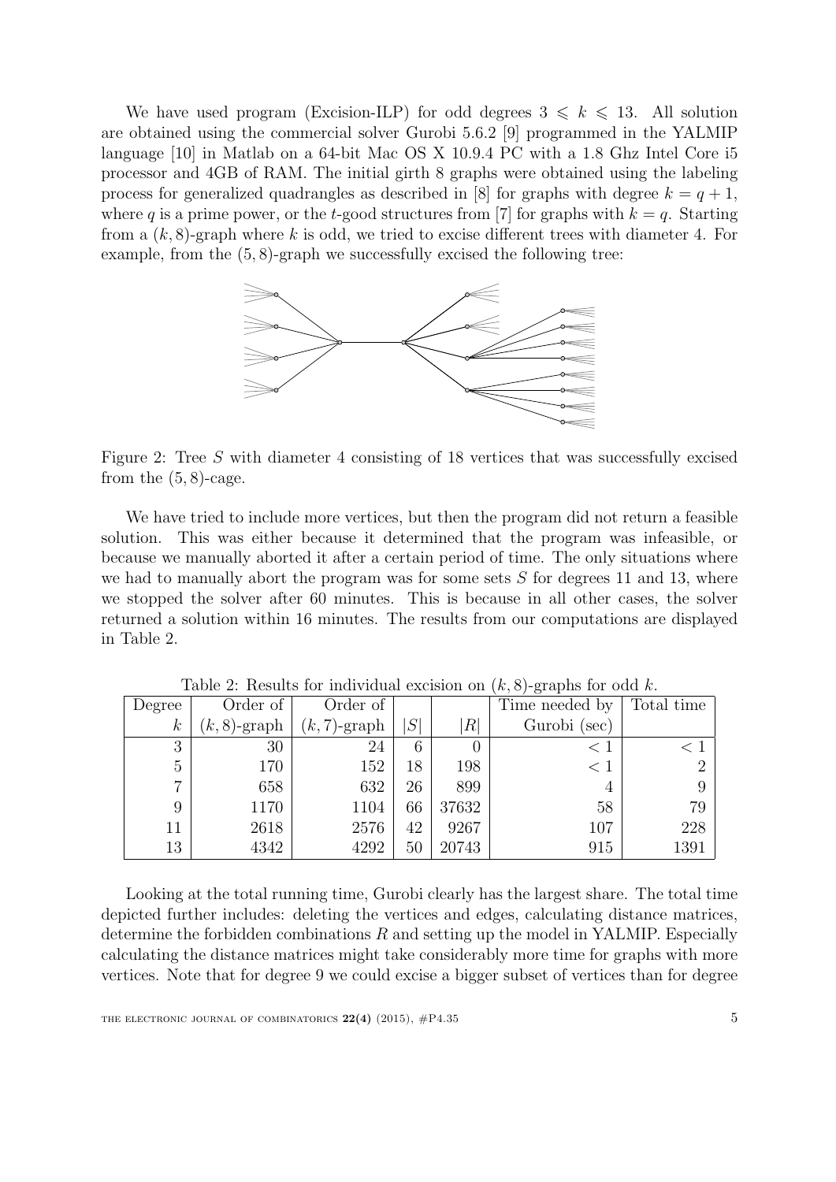We have used program (Excision-ILP) for odd degrees $3 \leqslant k \leqslant 13$. All solution are obtained using the commercial solver Gurobi 5.6.2 [9] programmed in the YALMIP language [10] in Matlab on a 64-bit Mac OS X 10.9.4 PC with a 1.8 Ghz Intel Core i5 processor and 4GB of RAM. The initial girth 8 graphs were obtained using the labeling process for generalized quadrangles as described in [8] for graphs with degree $k = q + 1$, where $q$ is a prime power, or the $t$-good structures from [7] for graphs with $k = q$. Starting from a $(k, 8)$-graph where $k$ is odd, we tried to excise different trees with diameter 4. For example, from the $(5, 8)$-graph we successfully excised the following tree:

Figure 2: Tree $S$ with diameter 4 consisting of 18 vertices that was successfully excised from the $(5, 8)$-cage.

We have tried to include more vertices, but then the program did not return a feasible solution. This was either because it determined that the program was infeasible, or because we manually aborted it after a certain period of time. The only situations where we had to manually abort the program was for some sets $S$ for degrees 11 and 13, where we stopped the solver after 60 minutes. This is because in all other cases, the solver returned a solution within 16 minutes. The results from our computations are displayed in Table 2.

Table 2: Results for individual excision on $(k, 8)$-graphs for odd $k$.

| Degree $k$ | Order of $(k, 8)$-graph | Order of $(k, 7)$-graph | $\|S\|$ | $\|R\|$ | Time needed by Gurobi (sec) | Total time |
|---|---|---|---|---|---|---|
| 3 | 30 | 24 | 6 | 0 | $< 1$ | $< 1$ |
| 5 | 170 | 152 | 18 | 198 | $< 1$ | 2 |
| 7 | 658 | 632 | 26 | 899 | 4 | 9 |
| 9 | 1170 | 1104 | 66 | 37632 | 58 | 79 |
| 11 | 2618 | 2576 | 42 | 9267 | 107 | 228 |
| 13 | 4342 | 4292 | 50 | 20743 | 915 | 1391 |

Looking at the total running time, Gurobi clearly has the largest share. The total time depicted further includes: deleting the vertices and edges, calculating distance matrices, determine the forbidden combinations $R$ and setting up the model in YALMIP. Especially calculating the distance matrices might take considerably more time for graphs with more vertices. Note that for degree 9 we could excise a bigger subset of vertices than for degree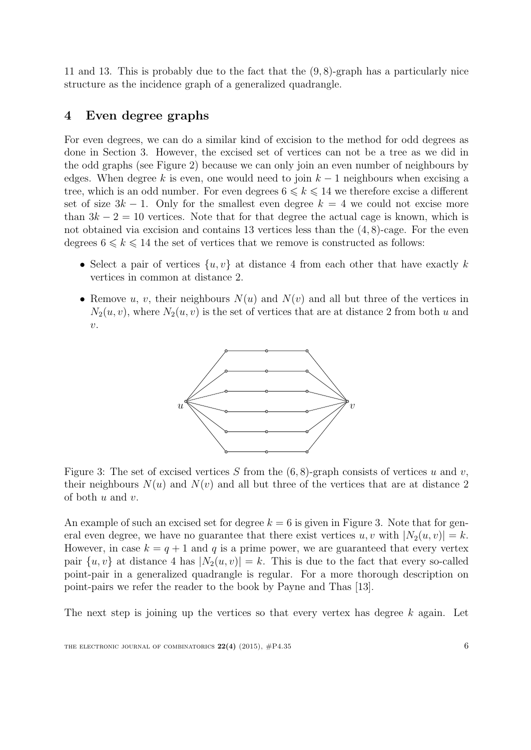11 and 13. This is probably due to the fact that the $(9, 8)$-graph has a particularly nice structure as the incidence graph of a generalized quadrangle.

## 4 Even degree graphs

For even degrees, we can do a similar kind of excision to the method for odd degrees as done in Section 3. However, the excised set of vertices can not be a tree as we did in the odd graphs (see Figure 2) because we can only join an even number of neighbours by edges. When degree $k$ is even, one would need to join $k-1$ neighbours when excising a tree, which is an odd number. For even degrees $6 \leqslant k \leqslant 14$ we therefore excise a different set of size $3k-1$. Only for the smallest even degree $k=4$ we could not excise more than $3k-2=10$ vertices. Note that for that degree the actual cage is known, which is not obtained via excision and contains 13 vertices less than the $(4, 8)$-cage. For the even degrees $6 \leqslant k \leqslant 14$ the set of vertices that we remove is constructed as follows:

- Select a pair of vertices $\{u, v\}$ at distance 4 from each other that have exactly $k$ vertices in common at distance 2.
- Remove $u$, $v$, their neighbours $N(u)$ and $N(v)$ and all but three of the vertices in $N_2(u, v)$, where $N_2(u, v)$ is the set of vertices that are at distance 2 from both $u$ and $v$.

Figure 3: The set of excised vertices $S$ from the $(6, 8)$-graph consists of vertices $u$ and $v$, their neighbours $N(u)$ and $N(v)$ and all but three of the vertices that are at distance 2 of both $u$ and $v$.

An example of such an excised set for degree $k=6$ is given in Figure 3. Note that for general even degree, we have no guarantee that there exist vertices $u, v$ with $|N_2(u, v)| = k$. However, in case $k = q+1$ and $q$ is a prime power, we are guaranteed that every vertex pair $\{u, v\}$ at distance 4 has $|N_2(u, v)| = k$. This is due to the fact that every so-called point-pair in a generalized quadrangle is regular. For a more thorough description on point-pairs we refer the reader to the book by Payne and Thas [13].

The next step is joining up the vertices so that every vertex has degree $k$ again. Let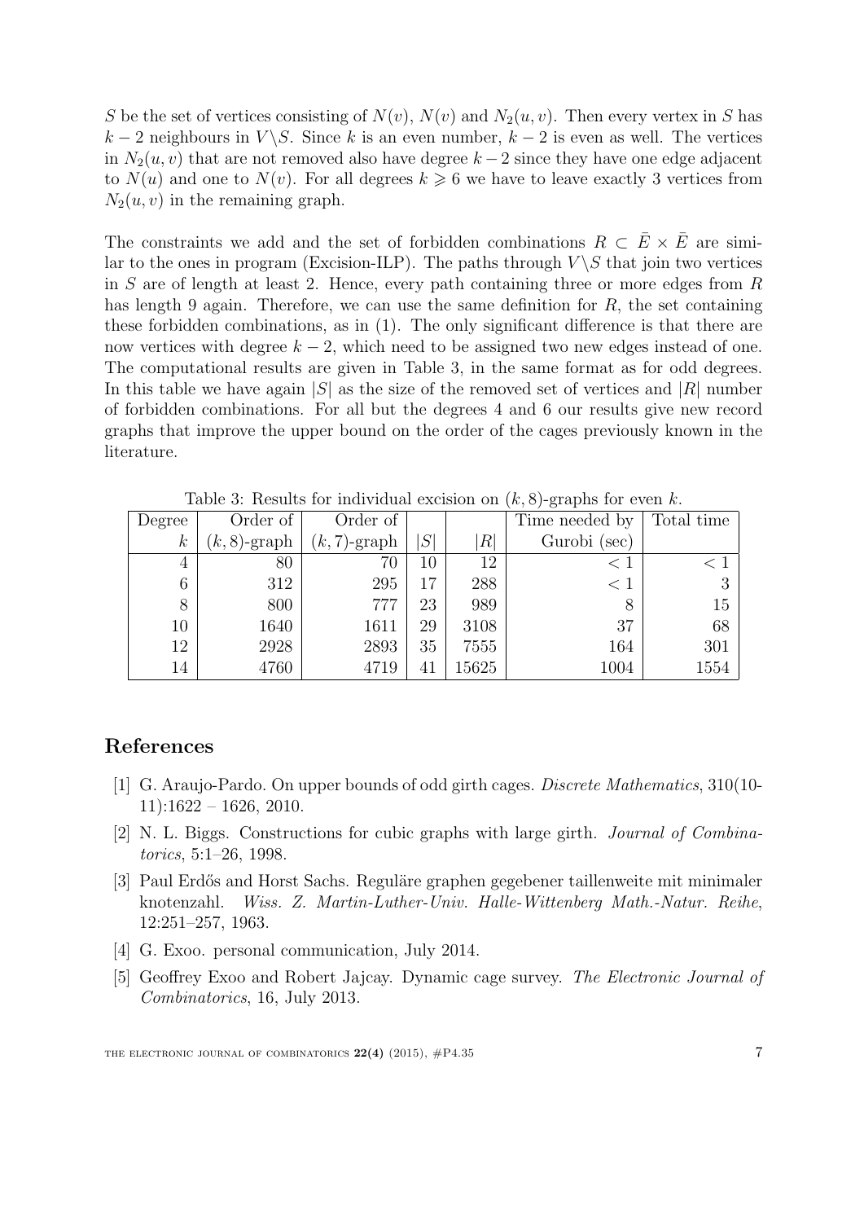$S$ be the set of vertices consisting of $N(v)$, $N(v)$ and $N_2(u, v)$. Then every vertex in $S$ has $k-2$ neighbours in $V \backslash S$. Since $k$ is an even number, $k-2$ is even as well. The vertices in $N_2(u, v)$ that are not removed also have degree $k-2$ since they have one edge adjacent to $N(u)$ and one to $N(v)$. For all degrees $k \geqslant 6$ we have to leave exactly 3 vertices from $N_2(u, v)$ in the remaining graph.

The constraints we add and the set of forbidden combinations $R \subset \bar{E} \times \bar{E}$ are similar to the ones in program (Excision-ILP). The paths through $V \backslash S$ that join two vertices in $S$ are of length at least 2. Hence, every path containing three or more edges from $R$ has length 9 again. Therefore, we can use the same definition for $R$, the set containing these forbidden combinations, as in (1). The only significant difference is that there are now vertices with degree $k-2$, which need to be assigned two new edges instead of one. The computational results are given in Table 3, in the same format as for odd degrees. In this table we have again $|S|$ as the size of the removed set of vertices and $|R|$ number of forbidden combinations. For all but the degrees 4 and 6 our results give new record graphs that improve the upper bound on the order of the cages previously known in the literature.

Table 3: Results for individual excision on $(k, 8)$-graphs for even $k$.

| Degree $k$ | Order of $(k, 8)$-graph | Order of $(k, 7)$-graph | $\lvert S\rvert$ | $\lvert R\rvert$ | Time needed by Gurobi (sec) | Total time |
|---|---|---|---|---|---|---|
| 4 | 80 | 70 | 10 | 12 | $< 1$ | $< 1$ |
| 6 | 312 | 295 | 17 | 288 | $< 1$ | 3 |
| 8 | 800 | 777 | 23 | 989 | 8 | 15 |
| 10 | 1640 | 1611 | 29 | 3108 | 37 | 68 |
| 12 | 2928 | 2893 | 35 | 7555 | 164 | 301 |
| 14 | 4760 | 4719 | 41 | 15625 | 1004 | 1554 |

## References

[1] G. Araujo-Pardo. On upper bounds of odd girth cages. *Discrete Mathematics*, 310(10-11):1622 – 1626, 2010.

[2] N. L. Biggs. Constructions for cubic graphs with large girth. *Journal of Combinatorics*, 5:1–26, 1998.

[3] Paul Erdős and Horst Sachs. Reguläre graphen gegebener taillenweite mit minimaler knotenzahl. *Wiss. Z. Martin-Luther-Univ. Halle-Wittenberg Math.-Natur. Reihe*, 12:251–257, 1963.

[4] G. Exoo. personal communication, July 2014.

[5] Geoffrey Exoo and Robert Jajcay. Dynamic cage survey. *The Electronic Journal of Combinatorics*, 16, July 2013.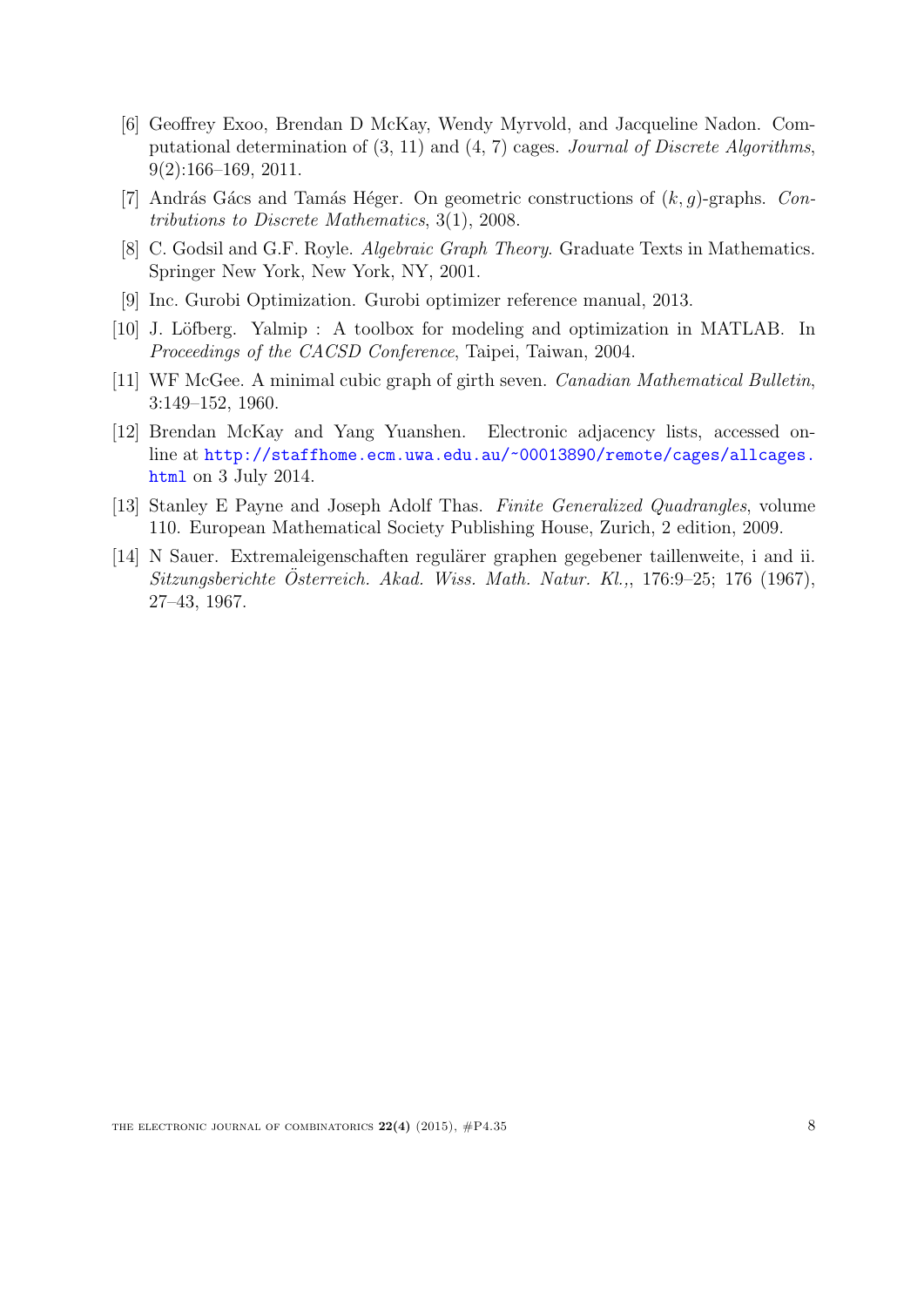[6] Geoffrey Exoo, Brendan D McKay, Wendy Myrvold, and Jacqueline Nadon. Computational determination of (3, 11) and (4, 7) cages. *Journal of Discrete Algorithms*, 9(2):166–169, 2011.

[7] András Gács and Tamás Héger. On geometric constructions of $(k, g)$-graphs. *Contributions to Discrete Mathematics*, 3(1), 2008.

[8] C. Godsil and G.F. Royle. *Algebraic Graph Theory*. Graduate Texts in Mathematics. Springer New York, New York, NY, 2001.

[9] Inc. Gurobi Optimization. Gurobi optimizer reference manual, 2013.

[10] J. Löfberg. Yalmip : A toolbox for modeling and optimization in MATLAB. In *Proceedings of the CACSD Conference*, Taipei, Taiwan, 2004.

[11] WF McGee. A minimal cubic graph of girth seven. *Canadian Mathematical Bulletin*, 3:149–152, 1960.

[12] Brendan McKay and Yang Yuanshen. Electronic adjacency lists, accessed online at http://staffhome.ecm.uwa.edu.au/~00013890/remote/cages/allcages.html on 3 July 2014.

[13] Stanley E Payne and Joseph Adolf Thas. *Finite Generalized Quadrangles*, volume 110. European Mathematical Society Publishing House, Zurich, 2 edition, 2009.

[14] N Sauer. Extremaleigenschaften regulärer graphen gegebener taillenweite, i and ii. *Sitzungsberichte Österreich. Akad. Wiss. Math. Natur. Kl.,*, 176:9–25; 176 (1967), 27–43, 1967.